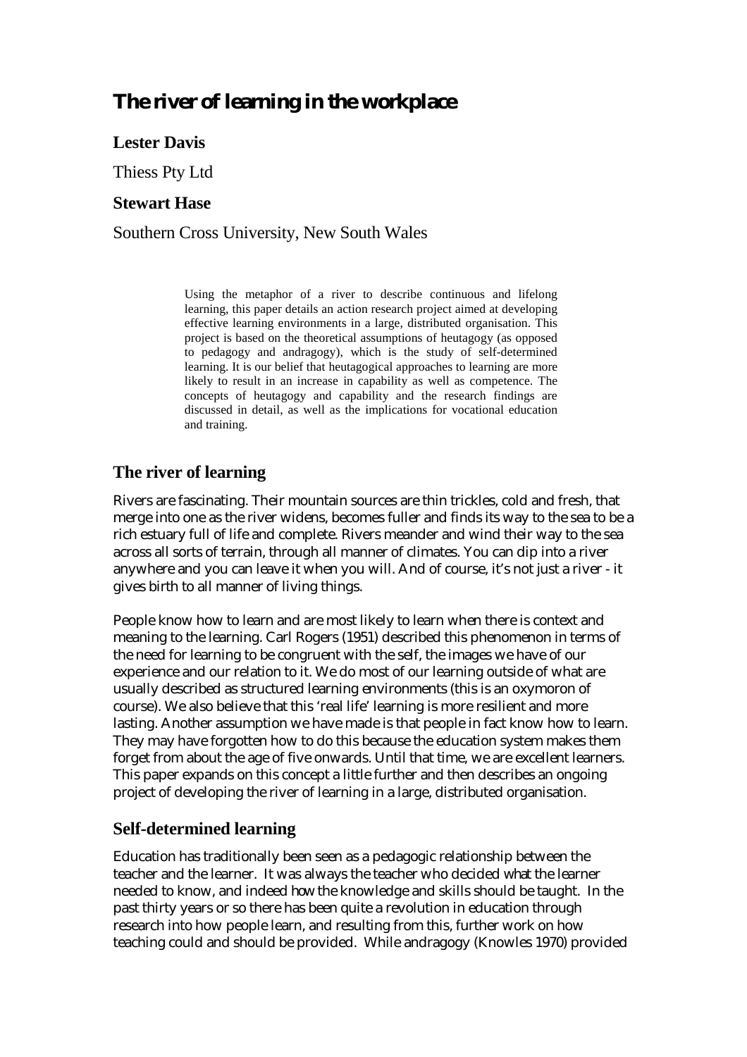# The river of learning in the workplace

**Lester Davis**

Thiess Pty Ltd

**Stewart Hase**

Southern Cross University, New South Wales

> Using the metaphor of a river to describe continuous and lifelong learning, this paper details an action research project aimed at developing effective learning environments in a large, distributed organisation. This project is based on the theoretical assumptions of heutagogy (as opposed to pedagogy and andragogy), which is the study of self-determined learning. It is our belief that heutagogical approaches to learning are more likely to result in an increase in capability as well as competence. The concepts of heutagogy and capability and the research findings are discussed in detail, as well as the implications for vocational education and training.

## The river of learning

Rivers are fascinating. Their mountain sources are thin trickles, cold and fresh, that merge into one as the river widens, becomes fuller and finds its way to the sea to be a rich estuary full of life and complete. Rivers meander and wind their way to the sea across all sorts of terrain, through all manner of climates. You can dip into a river anywhere and you can leave it when you will. And of course, it's not just a river - it gives birth to all manner of living things.

People know how to learn and are most likely to learn when there is context and meaning to the learning. Carl Rogers (1951) described this phenomenon in terms of the need for learning to be congruent with the self, the images we have of our experience and our relation to it. We do most of our learning outside of what are usually described as structured learning environments (this is an oxymoron of course). We also believe that this 'real life' learning is more resilient and more lasting. Another assumption we have made is that people in fact know how to learn. They may have forgotten how to do this because the education system makes them forget from about the age of five onwards. Until that time, we are excellent learners. This paper expands on this concept a little further and then describes an ongoing project of developing the river of learning in a large, distributed organisation.

## Self-determined learning

Education has traditionally been seen as a pedagogic relationship between the teacher and the learner. It was always the teacher who decided what the learner needed to know, and indeed how the knowledge and skills should be taught. In the past thirty years or so there has been quite a revolution in education through research into how people learn, and resulting from this, further work on how teaching could and should be provided. While andragogy (Knowles 1970) provided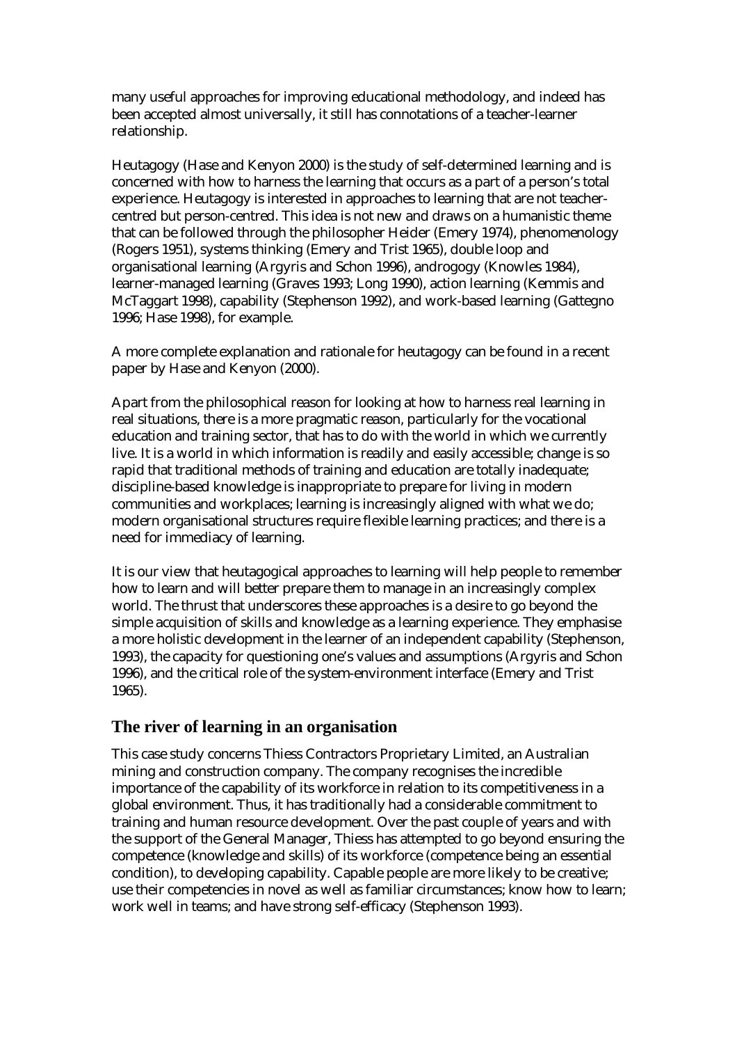many useful approaches for improving educational methodology, and indeed has been accepted almost universally, it still has connotations of a teacher-learner relationship.

Heutagogy (Hase and Kenyon 2000) is the study of self-determined learning and is concerned with how to harness the learning that occurs as a part of a person's total experience. Heutagogy is interested in approaches to learning that are not teacher-centred but person-centred. This idea is not new and draws on a humanistic theme that can be followed through the philosopher Heider (Emery 1974), phenomenology (Rogers 1951), systems thinking (Emery and Trist 1965), double loop and organisational learning (Argyris and Schon 1996), androgogy (Knowles 1984), learner-managed learning (Graves 1993; Long 1990), action learning (Kemmis and McTaggart 1998), capability (Stephenson 1992), and work-based learning (Gattegno 1996; Hase 1998), for example.

A more complete explanation and rationale for heutagogy can be found in a recent paper by Hase and Kenyon (2000).

Apart from the philosophical reason for looking at how to harness real learning in real situations, there is a more pragmatic reason, particularly for the vocational education and training sector, that has to do with the world in which we currently live. It is a world in which information is readily and easily accessible; change is so rapid that traditional methods of training and education are totally inadequate; discipline-based knowledge is inappropriate to prepare for living in modern communities and workplaces; learning is increasingly aligned with what we do; modern organisational structures require flexible learning practices; and there is a need for immediacy of learning.

It is our view that heutagogical approaches to learning will help people to remember how to learn and will better prepare them to manage in an increasingly complex world. The thrust that underscores these approaches is a desire to go beyond the simple acquisition of skills and knowledge as a learning experience. They emphasise a more holistic development in the learner of an independent capability (Stephenson, 1993), the capacity for questioning one's values and assumptions (Argyris and Schon 1996), and the critical role of the system-environment interface (Emery and Trist 1965).

## The river of learning in an organisation

This case study concerns Thiess Contractors Proprietary Limited, an Australian mining and construction company. The company recognises the incredible importance of the capability of its workforce in relation to its competitiveness in a global environment. Thus, it has traditionally had a considerable commitment to training and human resource development. Over the past couple of years and with the support of the General Manager, Thiess has attempted to go beyond ensuring the competence (knowledge and skills) of its workforce (competence being an essential condition), to developing capability. Capable people are more likely to be creative; use their competencies in novel as well as familiar circumstances; know how to learn; work well in teams; and have strong self-efficacy (Stephenson 1993).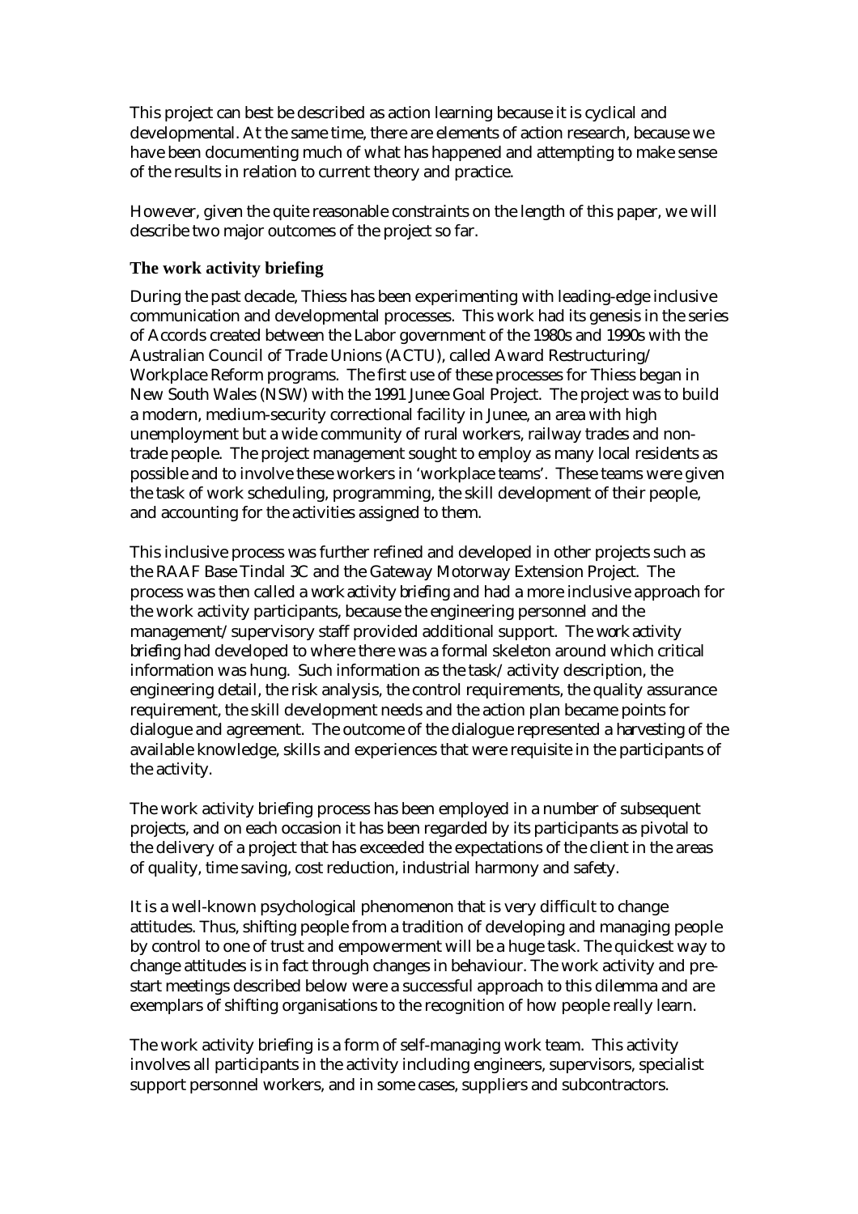This project can best be described as action learning because it is cyclical and developmental. At the same time, there are elements of action research, because we have been documenting much of what has happened and attempting to make sense of the results in relation to current theory and practice.

However, given the quite reasonable constraints on the length of this paper, we will describe two major outcomes of the project so far.

### The work activity briefing

During the past decade, Thiess has been experimenting with leading-edge inclusive communication and developmental processes. This work had its genesis in the series of Accords created between the Labor government of the 1980s and 1990s with the Australian Council of Trade Unions (ACTU), called Award Restructuring/ Workplace Reform programs. The first use of these processes for Thiess began in New South Wales (NSW) with the 1991 Junee Goal Project. The project was to build a modern, medium-security correctional facility in Junee, an area with high unemployment but a wide community of rural workers, railway trades and non-trade people. The project management sought to employ as many local residents as possible and to involve these workers in 'workplace teams'. These teams were given the task of work scheduling, programming, the skill development of their people, and accounting for the activities assigned to them.

This inclusive process was further refined and developed in other projects such as the RAAF Base Tindal 3C and the Gateway Motorway Extension Project. The process was then called a *work activity briefing* and had a more inclusive approach for the work activity participants, because the engineering personnel and the management/supervisory staff provided additional support. The *work activity briefing* had developed to where there was a formal skeleton around which critical information was hung. Such information as the task/activity description, the engineering detail, the risk analysis, the control requirements, the quality assurance requirement, the skill development needs and the action plan became points for dialogue and agreement. The outcome of the dialogue represented a *harvesting* of the available knowledge, skills and experiences that were requisite in the participants of the activity.

The work activity briefing process has been employed in a number of subsequent projects, and on each occasion it has been regarded by its participants as pivotal to the delivery of a project that has exceeded the expectations of the client in the areas of quality, time saving, cost reduction, industrial harmony and safety.

It is a well-known psychological phenomenon that is very difficult to change attitudes. Thus, shifting people from a tradition of developing and managing people by control to one of trust and empowerment will be a huge task. The quickest way to change attitudes is in fact through changes in behaviour. The work activity and pre-start meetings described below were a successful approach to this dilemma and are exemplars of shifting organisations to the recognition of how people really learn.

The work activity briefing is a form of self-managing work team. This activity involves all participants in the activity including engineers, supervisors, specialist support personnel workers, and in some cases, suppliers and subcontractors.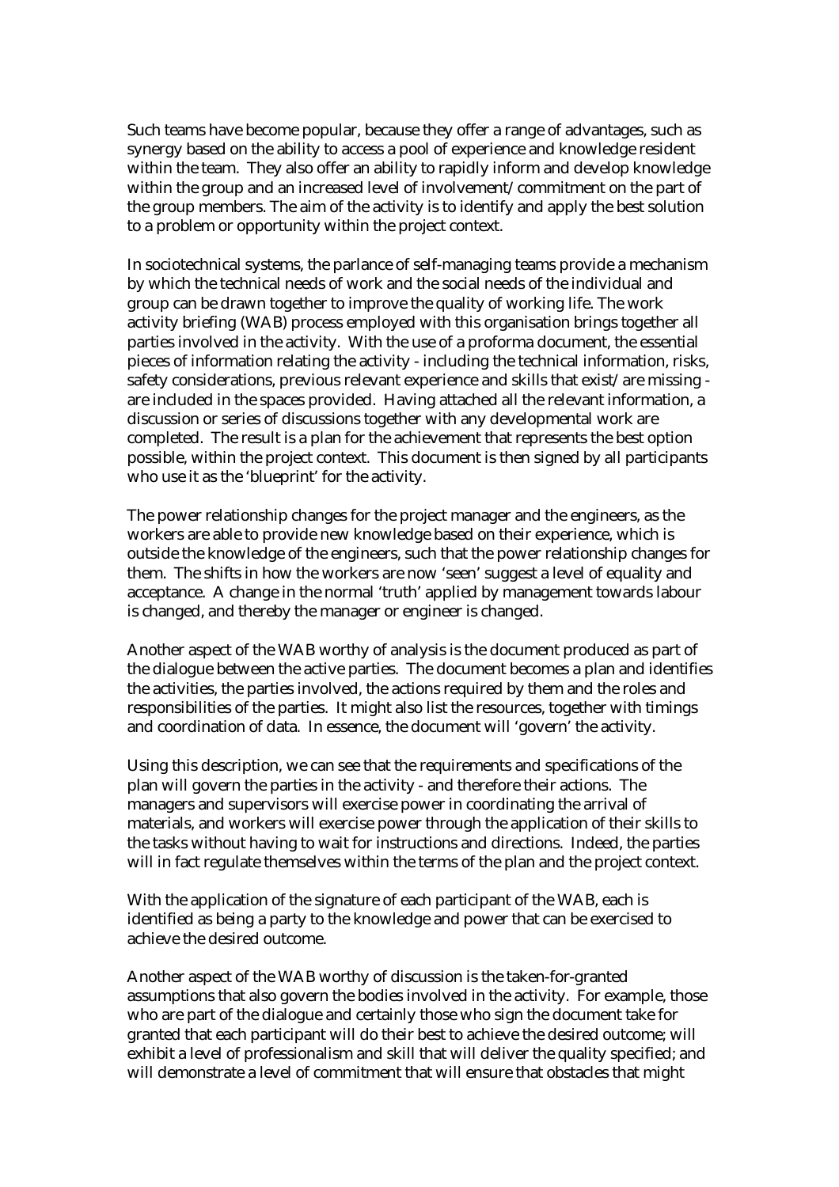Such teams have become popular, because they offer a range of advantages, such as synergy based on the ability to access a pool of experience and knowledge resident within the team. They also offer an ability to rapidly inform and develop knowledge within the group and an increased level of involvement/commitment on the part of the group members. The aim of the activity is to identify and apply the best solution to a problem or opportunity within the project context.

In sociotechnical systems, the parlance of self-managing teams provide a mechanism by which the technical needs of work and the social needs of the individual and group can be drawn together to improve the quality of working life. The work activity briefing (WAB) process employed with this organisation brings together all parties involved in the activity. With the use of a proforma document, the essential pieces of information relating the activity - including the technical information, risks, safety considerations, previous relevant experience and skills that exist/are missing - are included in the spaces provided. Having attached all the relevant information, a discussion or series of discussions together with any developmental work are completed. The result is a plan for the achievement that represents the best option possible, within the project context. This document is then signed by all participants who use it as the 'blueprint' for the activity.

The power relationship changes for the project manager and the engineers, as the workers are able to provide new knowledge based on their experience, which is outside the knowledge of the engineers, such that the power relationship changes for them. The shifts in how the workers are now 'seen' suggest a level of equality and acceptance. A change in the normal 'truth' applied by management towards labour is changed, and thereby the manager or engineer is changed.

Another aspect of the WAB worthy of analysis is the document produced as part of the dialogue between the active parties. The document becomes a plan and identifies the activities, the parties involved, the actions required by them and the roles and responsibilities of the parties. It might also list the resources, together with timings and coordination of data. In essence, the document will 'govern' the activity.

Using this description, we can see that the requirements and specifications of the plan will govern the parties in the activity - and therefore their actions. The managers and supervisors will exercise power in coordinating the arrival of materials, and workers will exercise power through the application of their skills to the tasks without having to wait for instructions and directions. Indeed, the parties will in fact regulate themselves within the terms of the plan and the project context.

With the application of the signature of each participant of the WAB, each is identified as being a party to the knowledge and power that can be exercised to achieve the desired outcome.

Another aspect of the WAB worthy of discussion is the taken-for-granted assumptions that also govern the bodies involved in the activity. For example, those who are part of the dialogue and certainly those who sign the document take for granted that each participant will do their best to achieve the desired outcome; will exhibit a level of professionalism and skill that will deliver the quality specified; and will demonstrate a level of commitment that will ensure that obstacles that might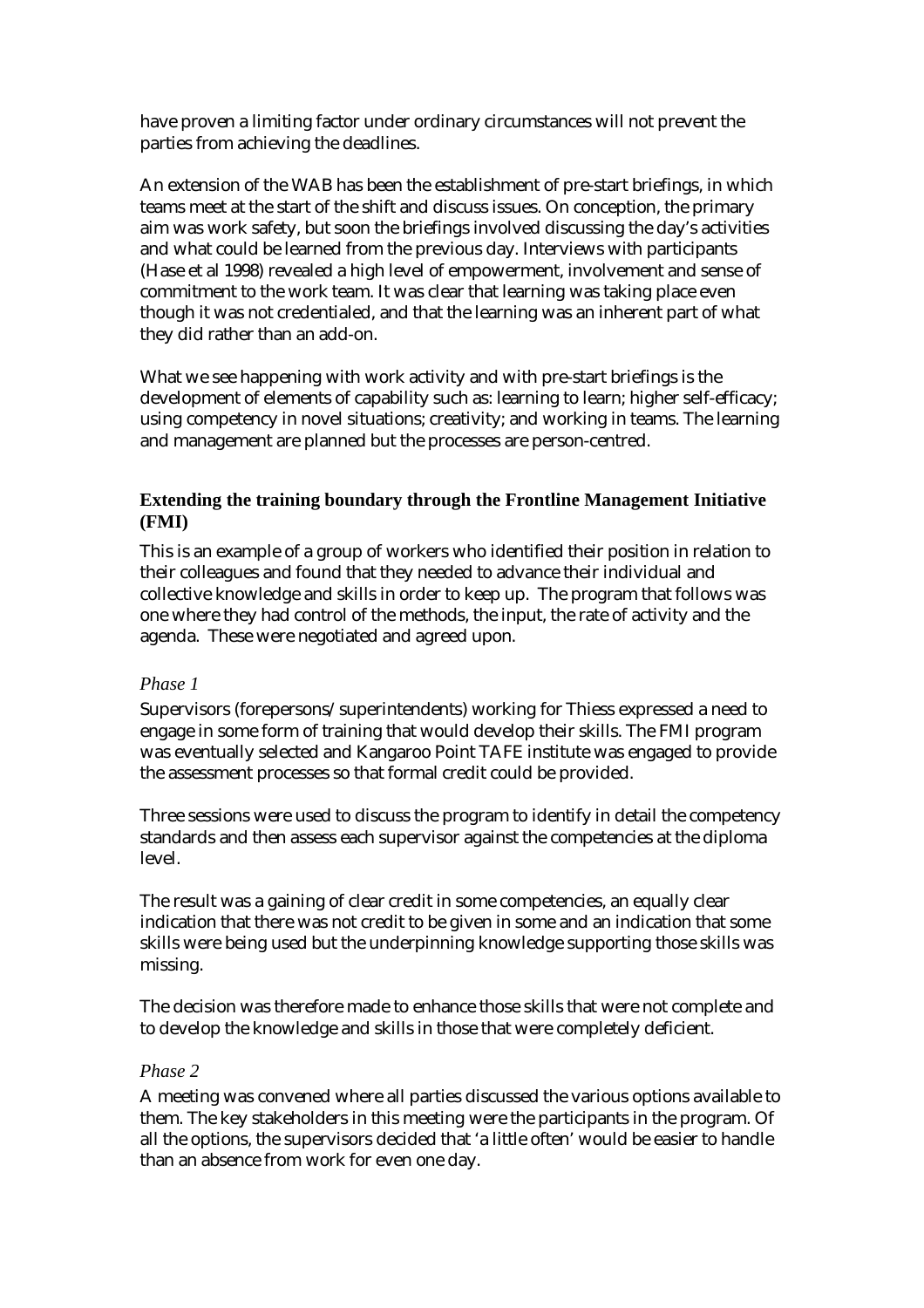have proven a limiting factor under ordinary circumstances will not prevent the parties from achieving the deadlines.

An extension of the WAB has been the establishment of pre-start briefings, in which teams meet at the start of the shift and discuss issues. On conception, the primary aim was work safety, but soon the briefings involved discussing the day's activities and what could be learned from the previous day. Interviews with participants (Hase et al 1998) revealed a high level of empowerment, involvement and sense of commitment to the work team. It was clear that learning was taking place even though it was not credentialed, and that the learning was an inherent part of what they did rather than an add-on.

What we see happening with work activity and with pre-start briefings is the development of elements of capability such as: learning to learn; higher self-efficacy; using competency in novel situations; creativity; and working in teams. The learning and management are planned but the processes are person-centred.

### Extending the training boundary through the Frontline Management Initiative (FMI)

This is an example of a group of workers who identified their position in relation to their colleagues and found that they needed to advance their individual and collective knowledge and skills in order to keep up. The program that follows was one where they had control of the methods, the input, the rate of activity and the agenda. These were negotiated and agreed upon.

*Phase 1*

Supervisors (forepersons/superintendents) working for Thiess expressed a need to engage in some form of training that would develop their skills. The FMI program was eventually selected and Kangaroo Point TAFE institute was engaged to provide the assessment processes so that formal credit could be provided.

Three sessions were used to discuss the program to identify in detail the competency standards and then assess each supervisor against the competencies at the diploma level.

The result was a gaining of clear credit in some competencies, an equally clear indication that there was not credit to be given in some and an indication that some skills were being used but the underpinning knowledge supporting those skills was missing.

The decision was therefore made to enhance those skills that were not complete and to develop the knowledge and skills in those that were completely deficient.

*Phase 2*

A meeting was convened where all parties discussed the various options available to them. The key stakeholders in this meeting were the participants in the program. Of all the options, the supervisors decided that 'a little often' would be easier to handle than an absence from work for even one day.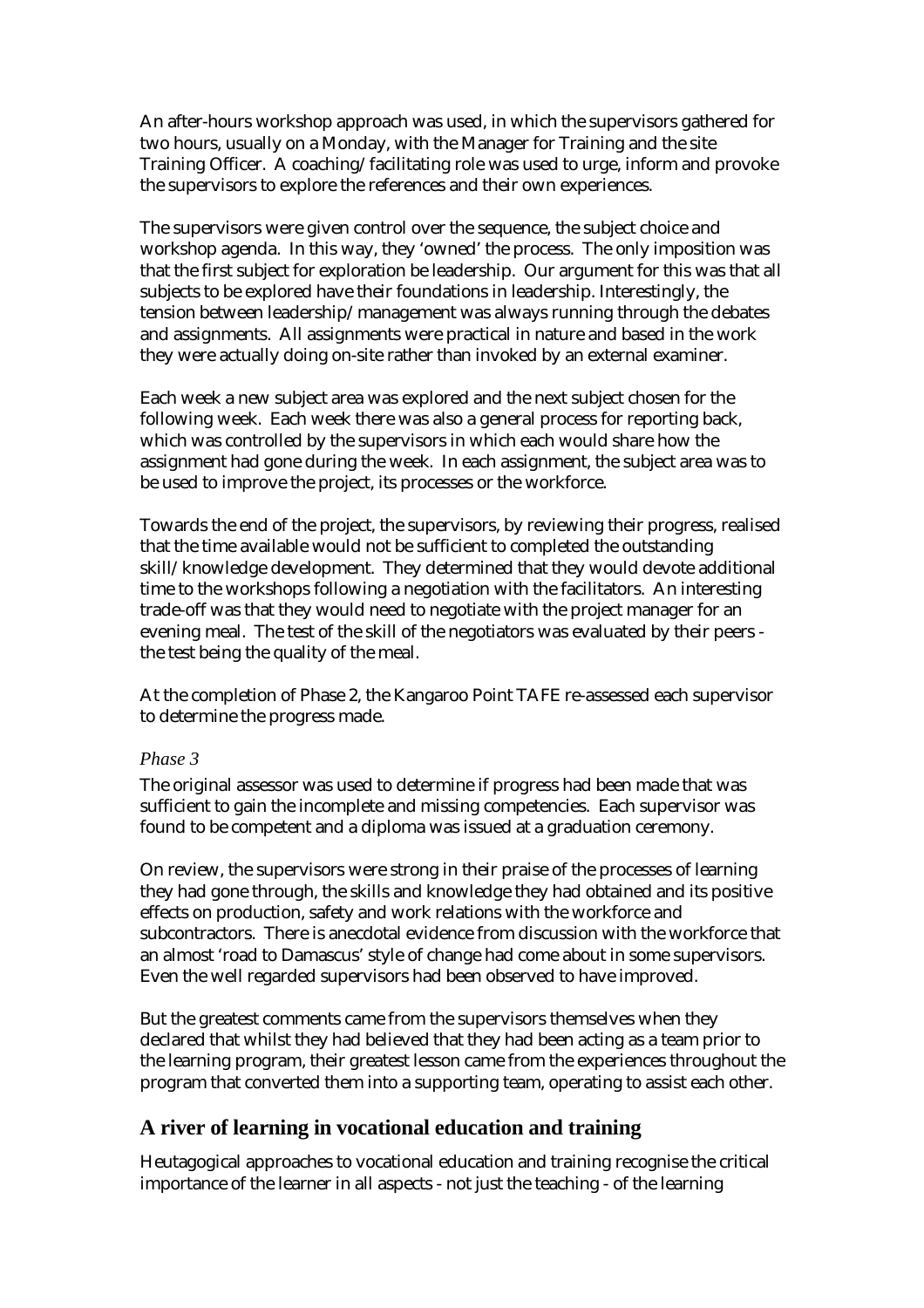An after-hours workshop approach was used, in which the supervisors gathered for two hours, usually on a Monday, with the Manager for Training and the site Training Officer. A coaching/facilitating role was used to urge, inform and provoke the supervisors to explore the references and their own experiences.

The supervisors were given control over the sequence, the subject choice and workshop agenda. In this way, they 'owned' the process. The only imposition was that the first subject for exploration be leadership. Our argument for this was that all subjects to be explored have their foundations in leadership. Interestingly, the tension between leadership/management was always running through the debates and assignments. All assignments were practical in nature and based in the work they were actually doing on-site rather than invoked by an external examiner.

Each week a new subject area was explored and the next subject chosen for the following week. Each week there was also a general process for reporting back, which was controlled by the supervisors in which each would share how the assignment had gone during the week. In each assignment, the subject area was to be used to improve the project, its processes or the workforce.

Towards the end of the project, the supervisors, by reviewing their progress, realised that the time available would not be sufficient to completed the outstanding skill/knowledge development. They determined that they would devote additional time to the workshops following a negotiation with the facilitators. An interesting trade-off was that they would need to negotiate with the project manager for an evening meal. The test of the skill of the negotiators was evaluated by their peers - the test being the quality of the meal.

At the completion of Phase 2, the Kangaroo Point TAFE re-assessed each supervisor to determine the progress made.

*Phase 3*

The original assessor was used to determine if progress had been made that was sufficient to gain the incomplete and missing competencies. Each supervisor was found to be competent and a diploma was issued at a graduation ceremony.

On review, the supervisors were strong in their praise of the processes of learning they had gone through, the skills and knowledge they had obtained and its positive effects on production, safety and work relations with the workforce and subcontractors. There is anecdotal evidence from discussion with the workforce that an almost 'road to Damascus' style of change had come about in some supervisors. Even the well regarded supervisors had been observed to have improved.

But the greatest comments came from the supervisors themselves when they declared that whilst they had believed that they had been acting as a team prior to the learning program, their greatest lesson came from the experiences throughout the program that converted them into a supporting team, operating to assist each other.

## A river of learning in vocational education and training

Heutagogical approaches to vocational education and training recognise the critical importance of the learner in all aspects - not just the teaching - of the learning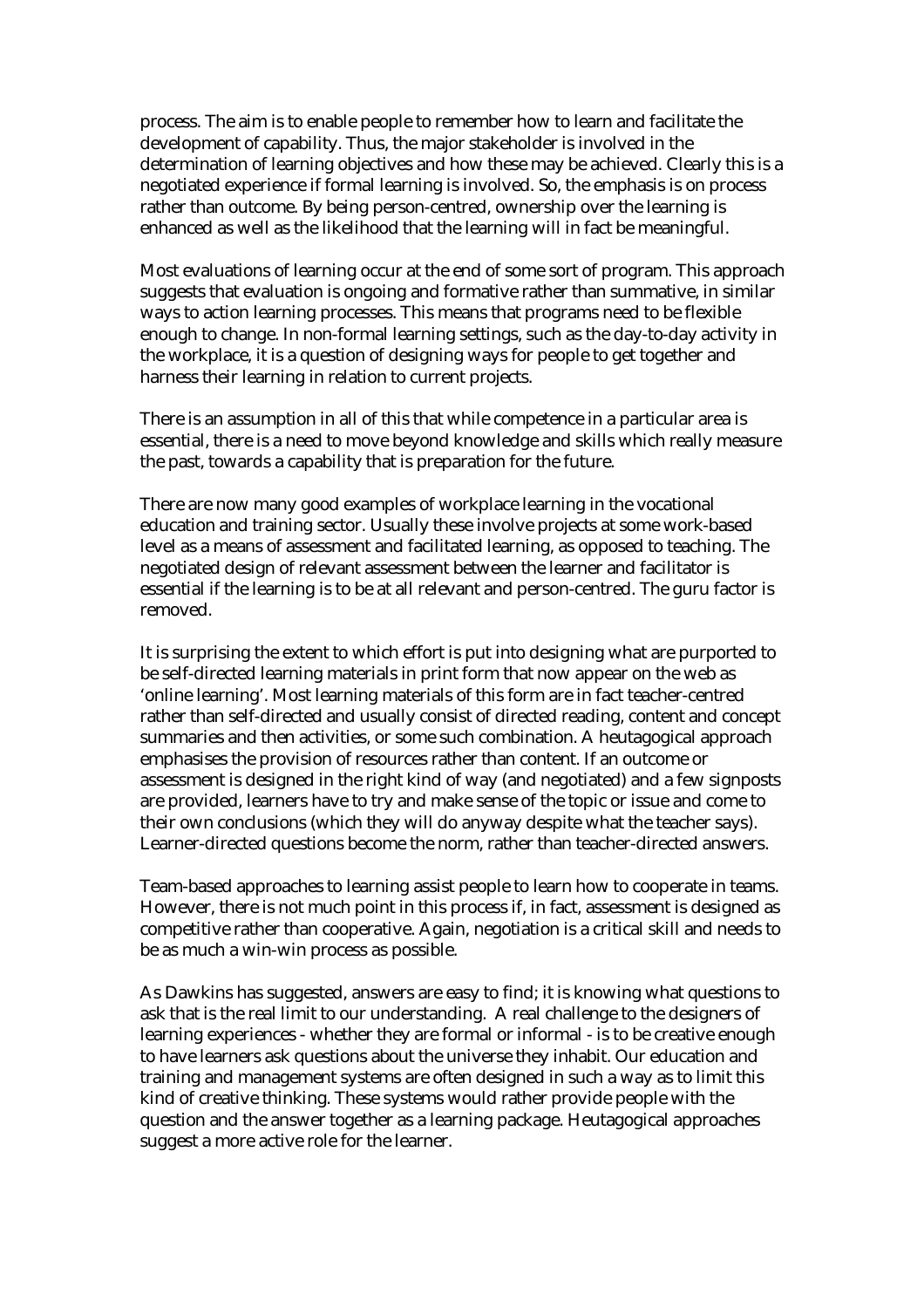process. The aim is to enable people to remember how to learn and facilitate the development of capability. Thus, the major stakeholder is involved in the determination of learning objectives and how these may be achieved. Clearly this is a negotiated experience if formal learning is involved. So, the emphasis is on process rather than outcome. By being person-centred, ownership over the learning is enhanced as well as the likelihood that the learning will in fact be meaningful.

Most evaluations of learning occur at the end of some sort of program. This approach suggests that evaluation is ongoing and formative rather than summative, in similar ways to action learning processes. This means that programs need to be flexible enough to change. In non-formal learning settings, such as the day-to-day activity in the workplace, it is a question of designing ways for people to get together and harness their learning in relation to current projects.

There is an assumption in all of this that while competence in a particular area is essential, there is a need to move beyond knowledge and skills which really measure the past, towards a capability that is preparation for the future.

There are now many good examples of workplace learning in the vocational education and training sector. Usually these involve projects at some work-based level as a means of assessment and facilitated learning, as opposed to teaching. The negotiated design of relevant assessment between the learner and facilitator is essential if the learning is to be at all relevant and person-centred. The guru factor is removed.

It is surprising the extent to which effort is put into designing what are purported to be self-directed learning materials in print form that now appear on the web as 'online learning'. Most learning materials of this form are in fact teacher-centred rather than self-directed and usually consist of directed reading, content and concept summaries and then activities, or some such combination. A heutagogical approach emphasises the provision of resources rather than content. If an outcome or assessment is designed in the right kind of way (and negotiated) and a few signposts are provided, learners have to try and make sense of the topic or issue and come to their own conclusions (which they will do anyway despite what the teacher says). Learner-directed questions become the norm, rather than teacher-directed answers.

Team-based approaches to learning assist people to learn how to cooperate in teams. However, there is not much point in this process if, in fact, assessment is designed as competitive rather than cooperative. Again, negotiation is a critical skill and needs to be as much a win-win process as possible.

As Dawkins has suggested, answers are easy to find; it is knowing what questions to ask that is the real limit to our understanding. A real challenge to the designers of learning experiences - whether they are formal or informal - is to be creative enough to have learners ask questions about the universe they inhabit. Our education and training and management systems are often designed in such a way as to limit this kind of creative thinking. These systems would rather provide people with the question and the answer together as a learning package. Heutagogical approaches suggest a more active role for the learner.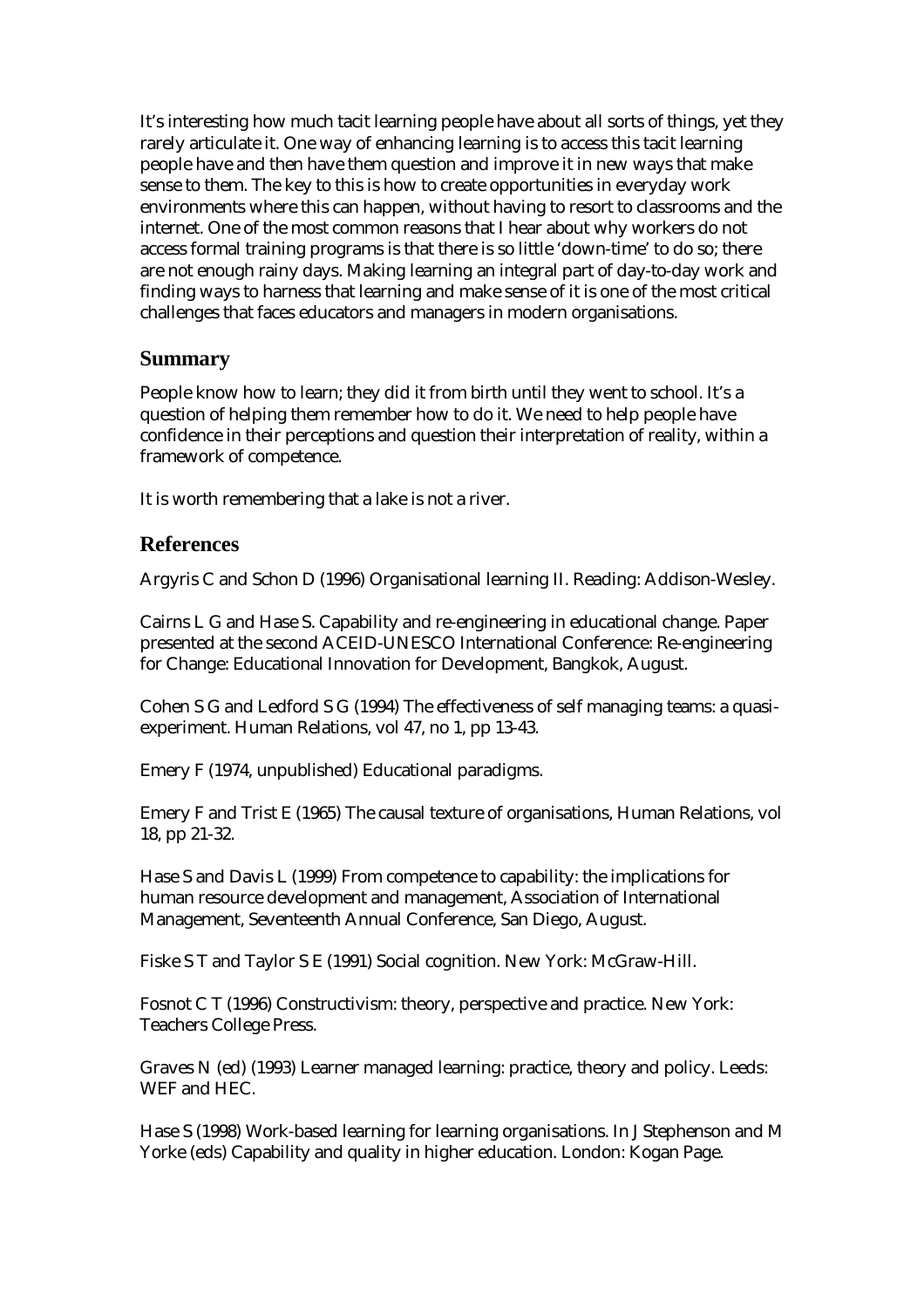It's interesting how much tacit learning people have about all sorts of things, yet they rarely articulate it. One way of enhancing learning is to access this tacit learning people have and then have them question and improve it in new ways that make sense to them. The key to this is how to create opportunities in everyday work environments where this can happen, without having to resort to classrooms and the internet. One of the most common reasons that I hear about why workers do not access formal training programs is that there is so little 'down-time' to do so; there are not enough rainy days. Making learning an integral part of day-to-day work and finding ways to harness that learning and make sense of it is one of the most critical challenges that faces educators and managers in modern organisations.

## Summary

People know how to learn; they did it from birth until they went to school. It's a question of helping them remember how to do it. We need to help people have confidence in their perceptions and question their interpretation of reality, within a framework of competence.

It is worth remembering that a lake is not a river.

## References

Argyris C and Schon D (1996) Organisational learning II. Reading: Addison-Wesley.

Cairns L G and Hase S. Capability and re-engineering in educational change. Paper presented at the second ACEID-UNESCO International Conference: Re-engineering for Change: Educational Innovation for Development, Bangkok, August.

Cohen S G and Ledford S G (1994) The effectiveness of self managing teams: a quasi-experiment. Human Relations, vol 47, no 1, pp 13-43.

Emery F (1974, unpublished) Educational paradigms.

Emery F and Trist E (1965) The causal texture of organisations, Human Relations, vol 18, pp 21-32.

Hase S and Davis L (1999) From competence to capability: the implications for human resource development and management, Association of International Management, Seventeenth Annual Conference, San Diego, August.

Fiske S T and Taylor S E (1991) Social cognition. New York: McGraw-Hill.

Fosnot C T (1996) Constructivism: theory, perspective and practice. New York: Teachers College Press.

Graves N (ed) (1993) Learner managed learning: practice, theory and policy. Leeds: WEF and HEC.

Hase S (1998) Work-based learning for learning organisations. In J Stephenson and M Yorke (eds) Capability and quality in higher education. London: Kogan Page.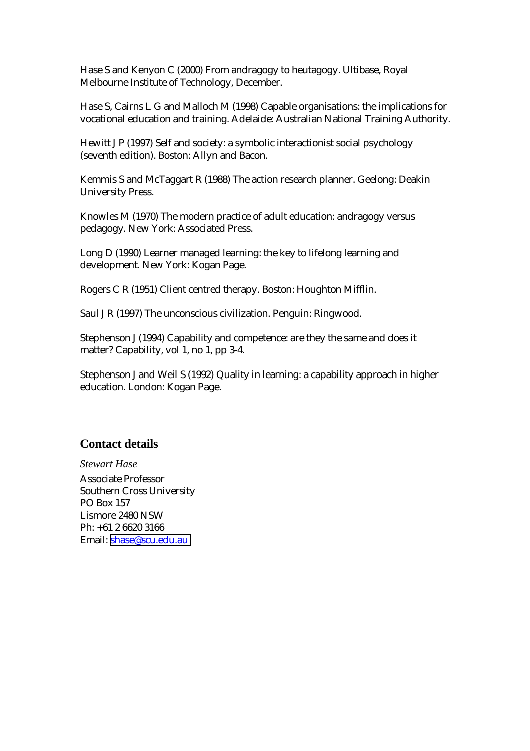Hase S and Kenyon C (2000) From andragogy to heutagogy. Ultibase, Royal Melbourne Institute of Technology, December.

Hase S, Cairns L G and Malloch M (1998) Capable organisations: the implications for vocational education and training. Adelaide: Australian National Training Authority.

Hewitt J P (1997) Self and society: a symbolic interactionist social psychology (seventh edition). Boston: Allyn and Bacon.

Kemmis S and McTaggart R (1988) The action research planner. Geelong: Deakin University Press.

Knowles M (1970) The modern practice of adult education: andragogy versus pedagogy. New York: Associated Press.

Long D (1990) Learner managed learning: the key to lifelong learning and development. New York: Kogan Page.

Rogers C R (1951) Client centred therapy. Boston: Houghton Mifflin.

Saul J R (1997) The unconscious civilization. Penguin: Ringwood.

Stephenson J (1994) Capability and competence: are they the same and does it matter? Capability, vol 1, no 1, pp 3-4.

Stephenson J and Weil S (1992) Quality in learning: a capability approach in higher education. London: Kogan Page.

## Contact details

*Stewart Hase*

Associate Professor
Southern Cross University
PO Box 157
Lismore 2480 NSW
Ph: +61 2 6620 3166
Email: shase@scu.edu.au